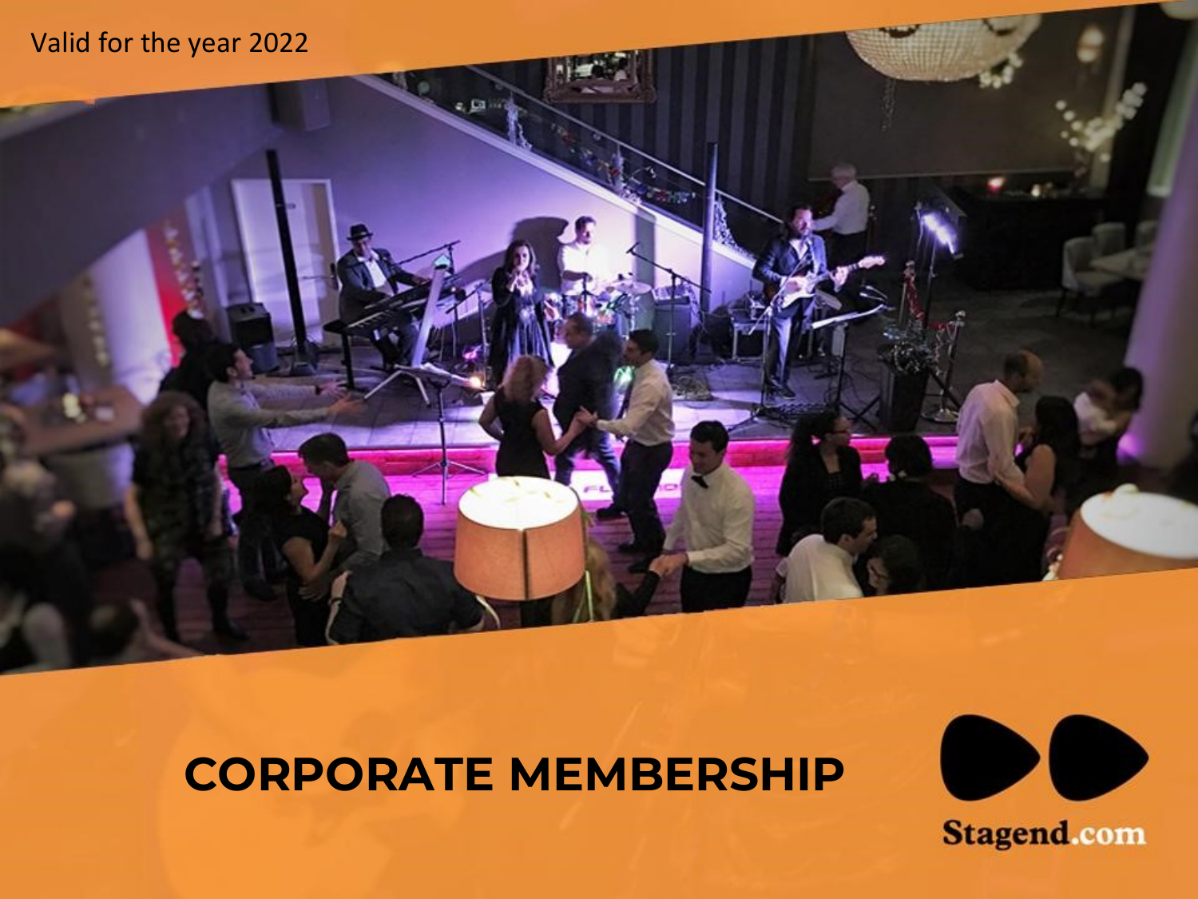Valid for the year 2022

# CORPORATE MEMBERSHIP

Stagend.com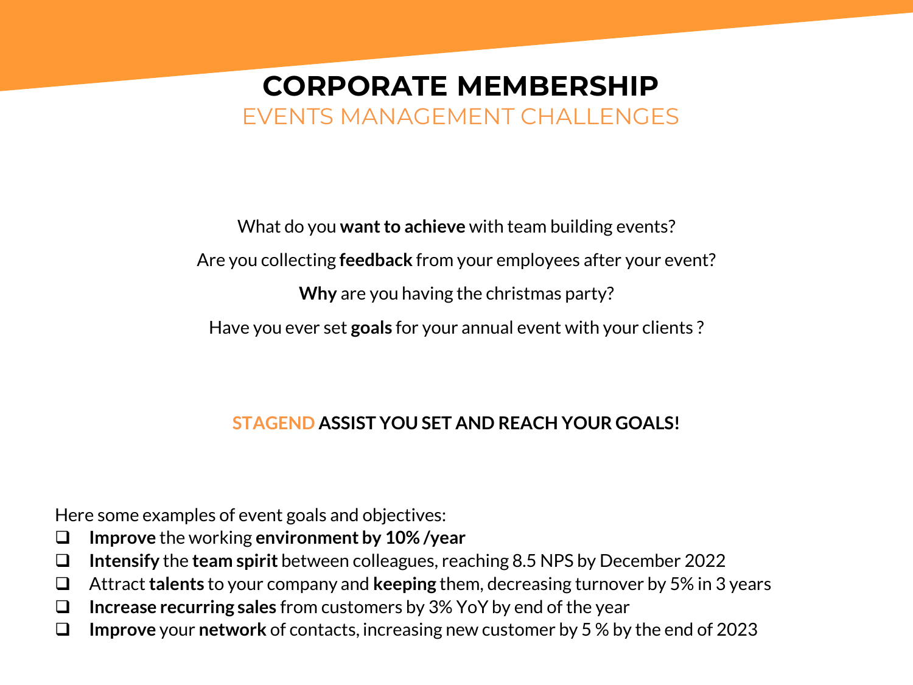# CORPORATE MEMBERSHIP

## EVENTS MANAGEMENT CHALLENGES

What do you **want to achieve** with team building events?

Are you collecting **feedback** from your employees after your event?

**Why** are you having the christmas party?

Have you ever set **goals** for your annual event with your clients ?

**STAGEND ASSIST YOU SET AND REACH YOUR GOALS!**

Here some examples of event goals and objectives:

- ❑ **Improve** the working **environment by 10% /year**
- ❑ **Intensify** the **team spirit** between colleagues, reaching 8.5 NPS by December 2022
- ❑ Attract **talents** to your company and **keeping** them, decreasing turnover by 5% in 3 years
- ❑ **Increase recurring sales** from customers by 3% YoY by end of the year
- ❑ **Improve** your **network** of contacts, increasing new customer by 5 % by the end of 2023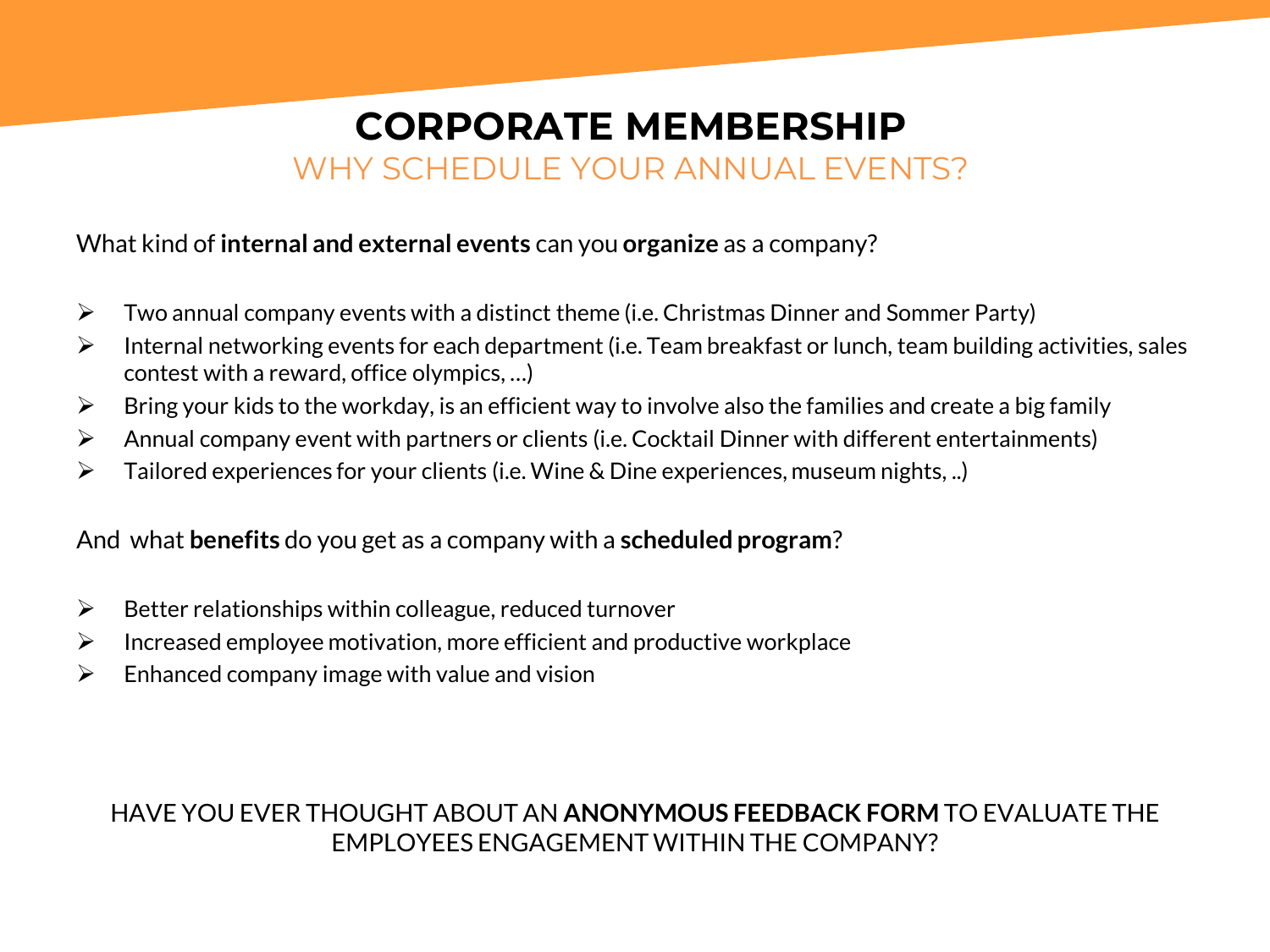# CORPORATE MEMBERSHIP

## WHY SCHEDULE YOUR ANNUAL EVENTS?

What kind of **internal and external events** can you **organize** as a company?

- Two annual company events with a distinct theme (i.e. Christmas Dinner and Sommer Party)
- Internal networking events for each department (i.e. Team breakfast or lunch, team building activities, sales contest with a reward, office olympics, …)
- Bring your kids to the workday, is an efficient way to involve also the families and create a big family
- Annual company event with partners or clients (i.e. Cocktail Dinner with different entertainments)
- Tailored experiences for your clients (i.e. Wine & Dine experiences, museum nights, ..)

And  what **benefits** do you get as a company with a **scheduled program**?

- Better relationships within colleague, reduced turnover
- Increased employee motivation, more efficient and productive workplace
- Enhanced company image with value and vision

HAVE YOU EVER THOUGHT ABOUT AN **ANONYMOUS FEEDBACK FORM** TO EVALUATE THE EMPLOYEES ENGAGEMENT WITHIN THE COMPANY?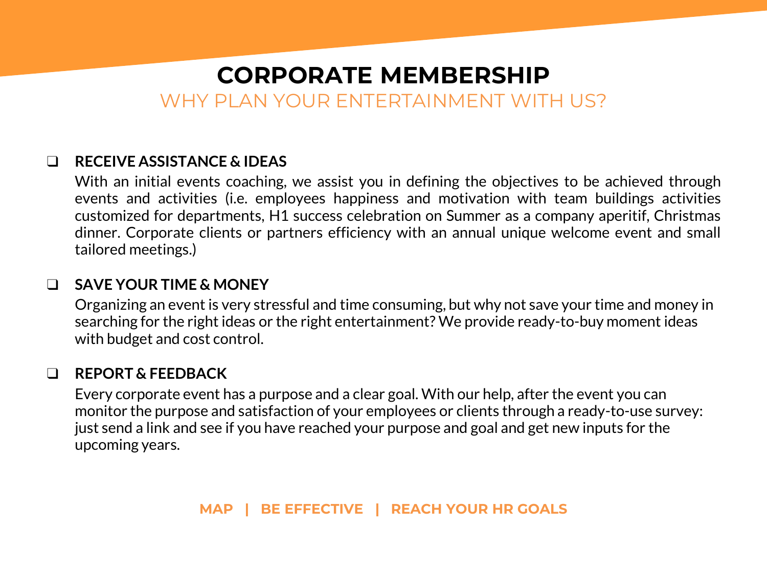# CORPORATE MEMBERSHIP

## WHY PLAN YOUR ENTERTAINMENT WITH US?

- **RECEIVE ASSISTANCE & IDEAS**

  With an initial events coaching, we assist you in defining the objectives to be achieved through events and activities (i.e. employees happiness and motivation with team buildings activities customized for departments, H1 success celebration on Summer as a company aperitif, Christmas dinner. Corporate clients or partners efficiency with an annual unique welcome event and small tailored meetings.)

- **SAVE YOUR TIME & MONEY**

  Organizing an event is very stressful and time consuming, but why not save your time and money in searching for the right ideas or the right entertainment? We provide ready-to-buy moment ideas with budget and cost control.

- **REPORT & FEEDBACK**

  Every corporate event has a purpose and a clear goal. With our help, after the event you can monitor the purpose and satisfaction of your employees or clients through a ready-to-use survey: just send a link and see if you have reached your purpose and goal and get new inputs for the upcoming years.

**MAP | BE EFFECTIVE | REACH YOUR HR GOALS**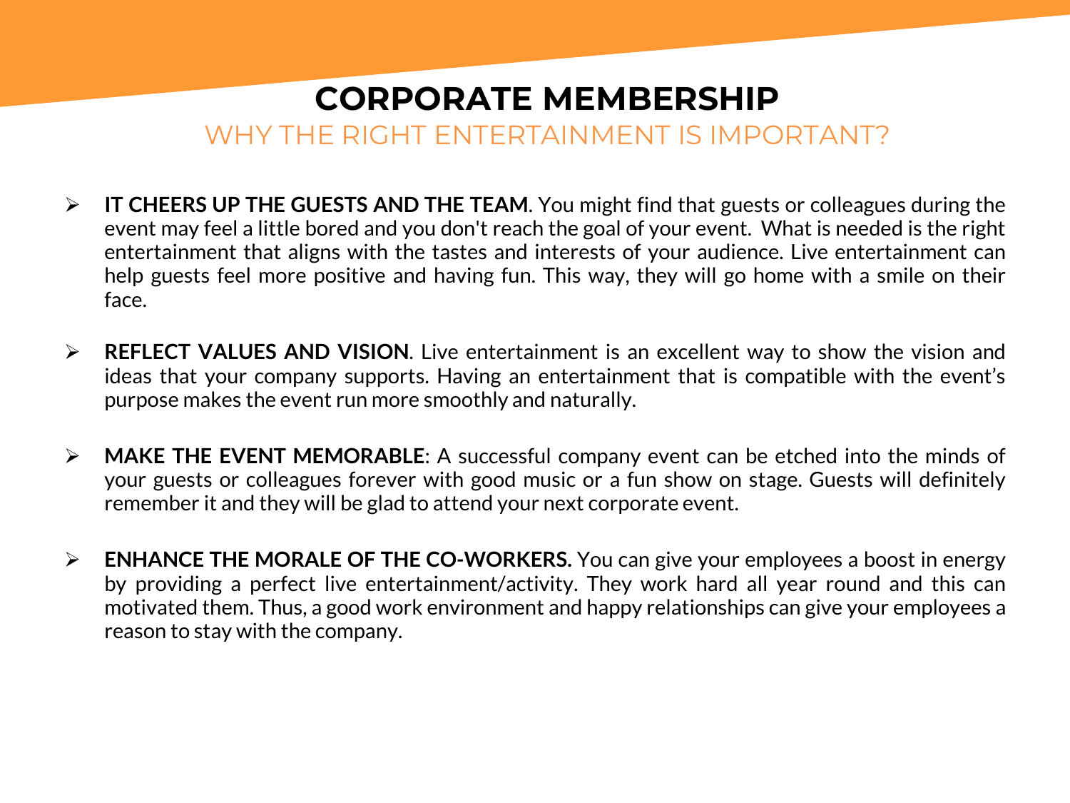# CORPORATE MEMBERSHIP

## WHY THE RIGHT ENTERTAINMENT IS IMPORTANT?

- **IT CHEERS UP THE GUESTS AND THE TEAM**. You might find that guests or colleagues during the event may feel a little bored and you don't reach the goal of your event. What is needed is the right entertainment that aligns with the tastes and interests of your audience. Live entertainment can help guests feel more positive and having fun. This way, they will go home with a smile on their face.

- **REFLECT VALUES AND VISION**. Live entertainment is an excellent way to show the vision and ideas that your company supports. Having an entertainment that is compatible with the event's purpose makes the event run more smoothly and naturally.

- **MAKE THE EVENT MEMORABLE**: A successful company event can be etched into the minds of your guests or colleagues forever with good music or a fun show on stage. Guests will definitely remember it and they will be glad to attend your next corporate event.

- **ENHANCE THE MORALE OF THE CO-WORKERS.** You can give your employees a boost in energy by providing a perfect live entertainment/activity. They work hard all year round and this can motivated them. Thus, a good work environment and happy relationships can give your employees a reason to stay with the company.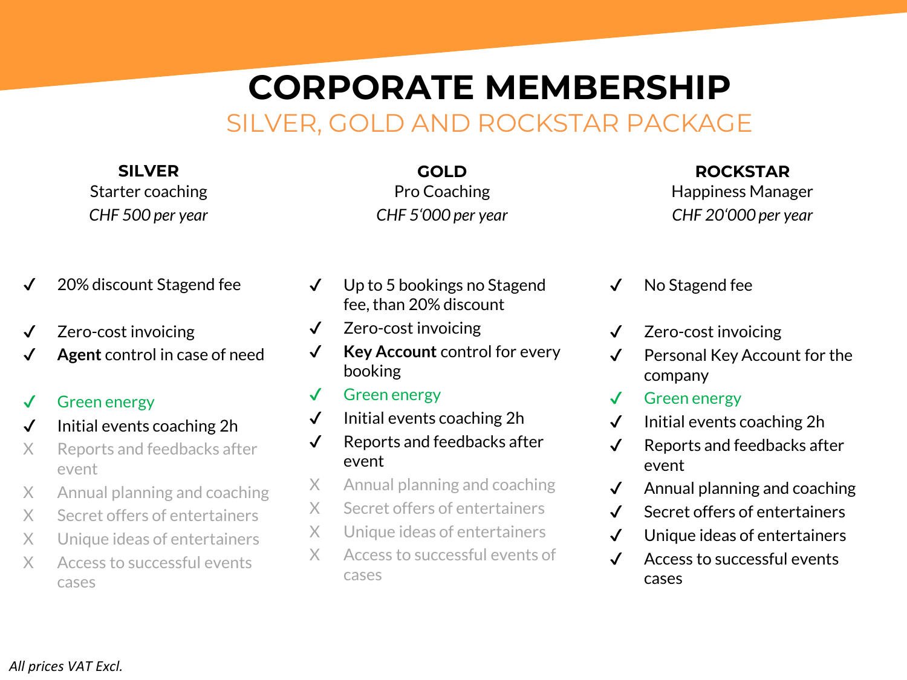# CORPORATE MEMBERSHIP

## SILVER, GOLD AND ROCKSTAR PACKAGE

### SILVER
Starter coaching

*CHF 500 per year*

- ✓ 20% discount Stagend fee
- ✓ Zero-cost invoicing
- ✓ **Agent** control in case of need
- ✓ Green energy
- ✓ Initial events coaching 2h
- X Reports and feedbacks after event
- X Annual planning and coaching
- X Secret offers of entertainers
- X Unique ideas of entertainers
- X Access to successful events cases

### GOLD
Pro Coaching

*CHF 5'000 per year*

- ✓ Up to 5 bookings no Stagend fee, than 20% discount
- ✓ Zero-cost invoicing
- ✓ **Key Account** control for every booking
- ✓ Green energy
- ✓ Initial events coaching 2h
- ✓ Reports and feedbacks after event
- X Annual planning and coaching
- X Secret offers of entertainers
- X Unique ideas of entertainers
- X Access to successful events of cases

### ROCKSTAR
Happiness Manager

*CHF 20'000 per year*

- ✓ No Stagend fee
- ✓ Zero-cost invoicing
- ✓ Personal Key Account for the company
- ✓ Green energy
- ✓ Initial events coaching 2h
- ✓ Reports and feedbacks after event
- ✓ Annual planning and coaching
- ✓ Secret offers of entertainers
- ✓ Unique ideas of entertainers
- ✓ Access to successful events cases

*All prices VAT Excl.*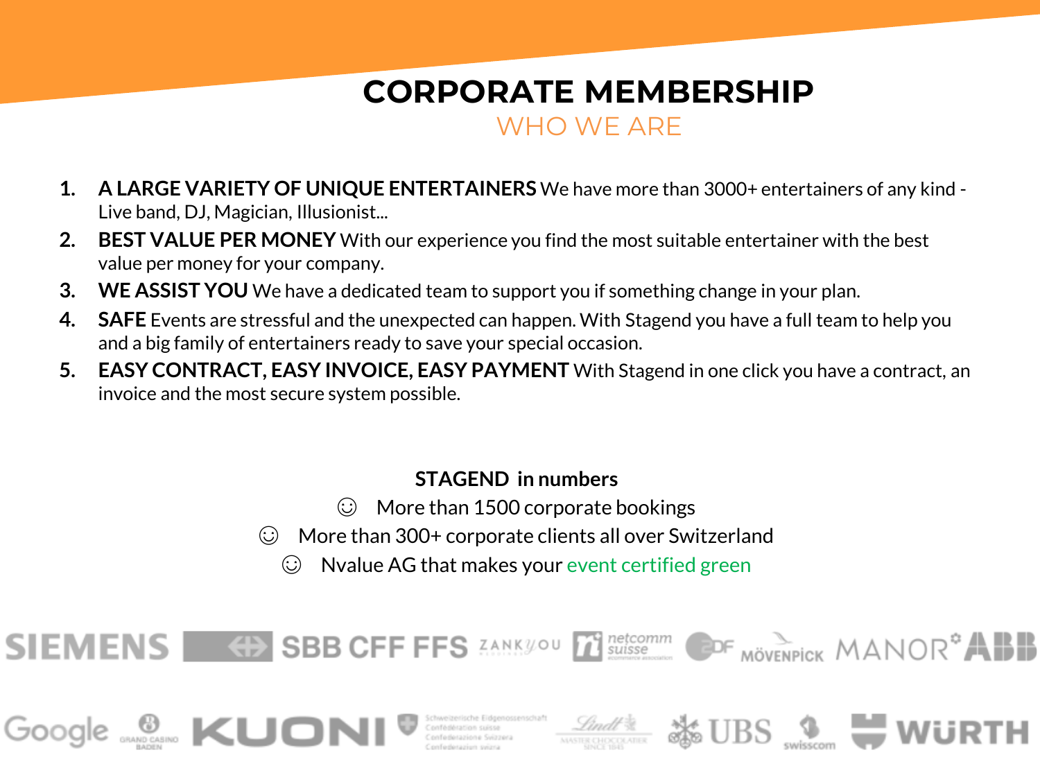# CORPORATE MEMBERSHIP

## WHO WE ARE

1. **A LARGE VARIETY OF UNIQUE ENTERTAINERS** We have more than 3000+ entertainers of any kind - Live band, DJ, Magician, Illusionist...
2. **BEST VALUE PER MONEY** With our experience you find the most suitable entertainer with the best value per money for your company.
3. **WE ASSIST YOU** We have a dedicated team to support you if something change in your plan.
4. **SAFE** Events are stressful and the unexpected can happen. With Stagend you have a full team to help you and a big family of entertainers ready to save your special occasion.
5. **EASY CONTRACT, EASY INVOICE, EASY PAYMENT** With Stagend in one click you have a contract, an invoice and the most secure system possible.

**STAGEND in numbers**

☺ More than 1500 corporate bookings

☺ More than 300+ corporate clients all over Switzerland

☺ Nvalue AG that makes your event certified green

SIEMENS · SBB CFF FFS · ZANKYOU · netcomm suisse · EDF · MÖVENPICK · MANOR · ABB

Google · Grand Casino Baden · KUONI · Schweizerische Eidgenossenschaft / Confédération suisse / Confederazione Svizzera / Confederaziun svizra · Lindt · UBS · swisscom · WÜRTH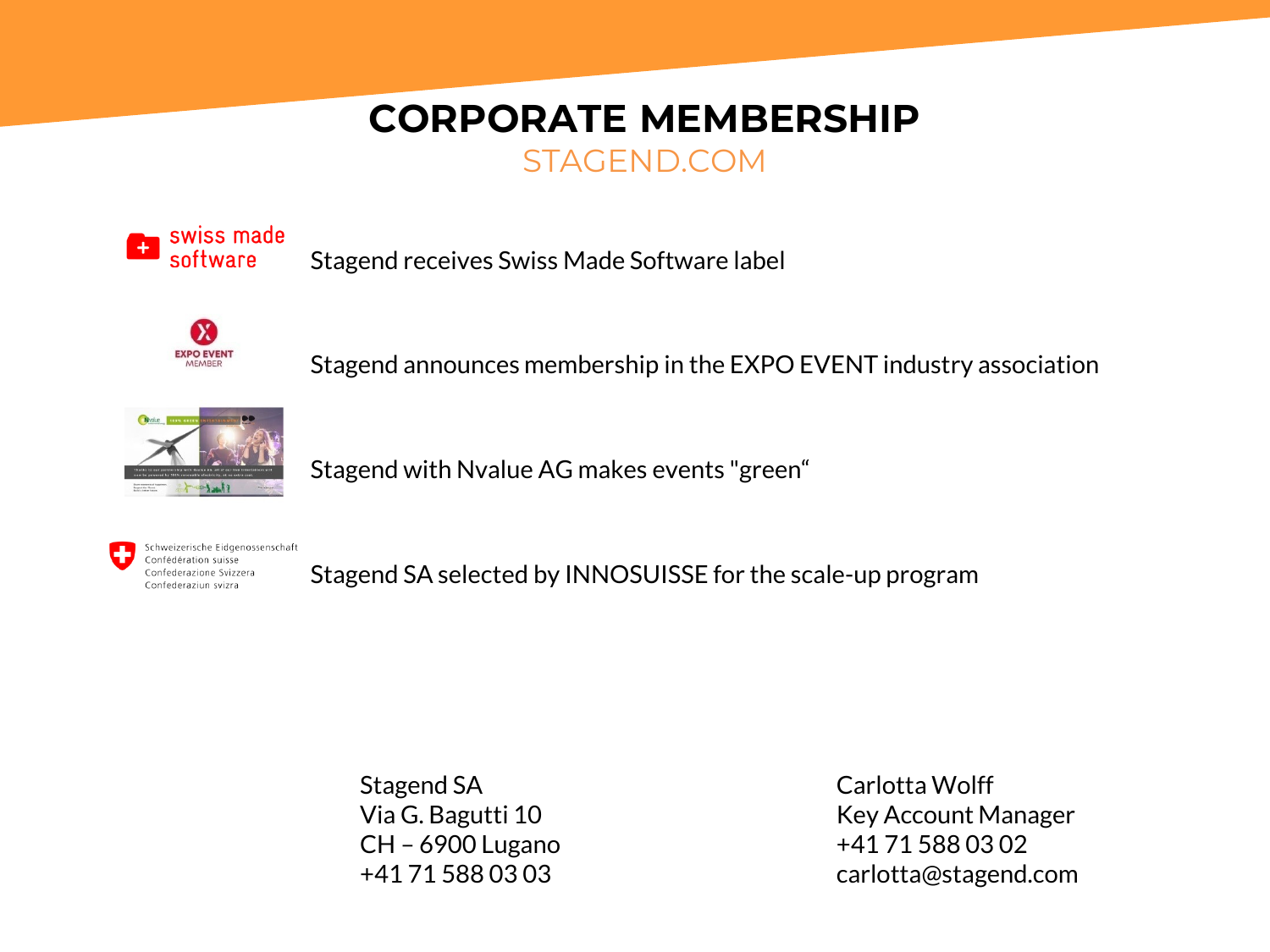# CORPORATE MEMBERSHIP

## STAGEND.COM

swiss made software

Stagend receives Swiss Made Software label

EXPO EVENT MEMBER

Stagend announces membership in the EXPO EVENT industry association

Stagend with Nvalue AG makes events "green"

Schweizerische Eidgenossenschaft
Confédération suisse
Confederazione Svizzera
Confederaziun svizra

Stagend SA selected by INNOSUISSE for the scale-up program

Stagend SA
Via G. Bagutti 10
CH – 6900 Lugano
+41 71 588 03 03

Carlotta Wolff
Key Account Manager
+41 71 588 03 02
carlotta@stagend.com